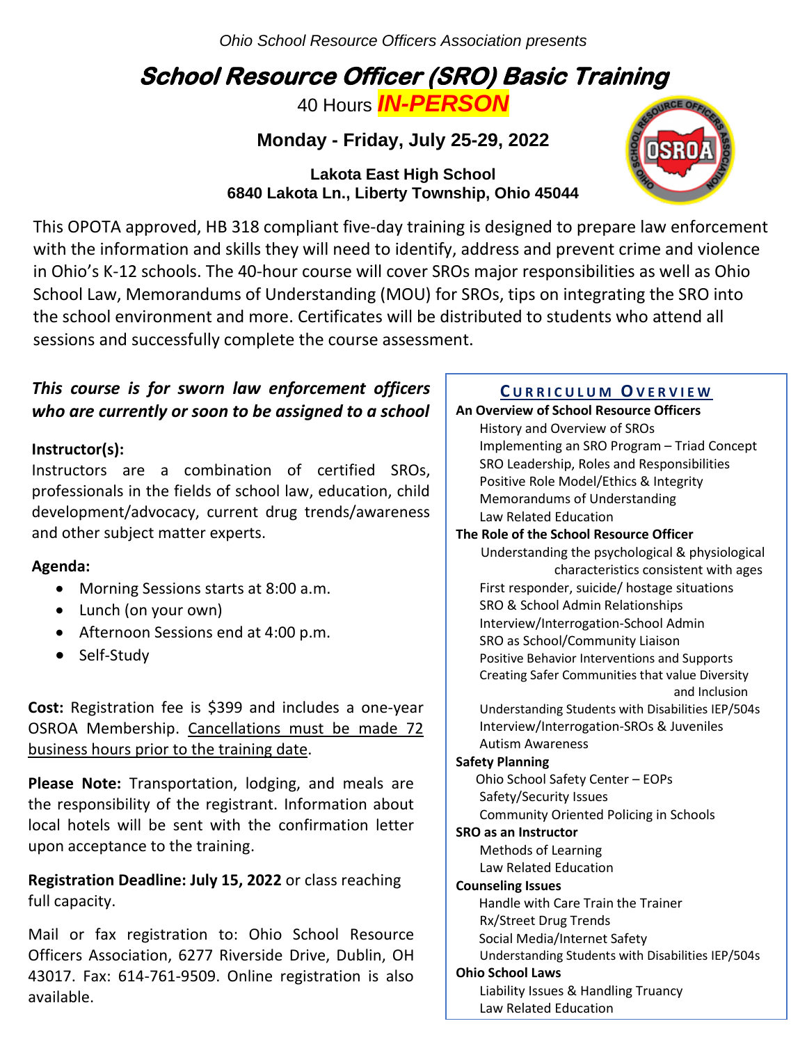*Ohio School Resource Officers Association presents*

# School Resource Officer (SRO) Basic Training

40 Hours ***IN-PERSON***

**Monday - Friday, July 25-29, 2022**

**Lakota East High School**
**6840 Lakota Ln., Liberty Township, Ohio 45044**

This OPOTA approved, HB 318 compliant five-day training is designed to prepare law enforcement with the information and skills they will need to identify, address and prevent crime and violence in Ohio's K-12 schools. The 40-hour course will cover SROs major responsibilities as well as Ohio School Law, Memorandums of Understanding (MOU) for SROs, tips on integrating the SRO into the school environment and more. Certificates will be distributed to students who attend all sessions and successfully complete the course assessment.

***This course is for sworn law enforcement officers who are currently or soon to be assigned to a school***

**Instructor(s):**
Instructors are a combination of certified SROs, professionals in the fields of school law, education, child development/advocacy, current drug trends/awareness and other subject matter experts.

**Agenda:**

- Morning Sessions starts at 8:00 a.m.
- Lunch (on your own)
- Afternoon Sessions end at 4:00 p.m.
- Self-Study

**Cost:** Registration fee is $399 and includes a one-year OSROA Membership. Cancellations must be made 72 business hours prior to the training date.

**Please Note:** Transportation, lodging, and meals are the responsibility of the registrant. Information about local hotels will be sent with the confirmation letter upon acceptance to the training.

**Registration Deadline: July 15, 2022** or class reaching full capacity.

Mail or fax registration to: Ohio School Resource Officers Association, 6277 Riverside Drive, Dublin, OH 43017. Fax: 614-761-9509. Online registration is also available.

## Curriculum Overview

**An Overview of School Resource Officers**
- History and Overview of SROs
- Implementing an SRO Program – Triad Concept
- SRO Leadership, Roles and Responsibilities
- Positive Role Model/Ethics & Integrity
- Memorandums of Understanding
- Law Related Education

**The Role of the School Resource Officer**
- Understanding the psychological & physiological characteristics consistent with ages
- First responder, suicide/ hostage situations
- SRO & School Admin Relationships
- Interview/Interrogation-School Admin
- SRO as School/Community Liaison
- Positive Behavior Interventions and Supports
- Creating Safer Communities that value Diversity and Inclusion
- Understanding Students with Disabilities IEP/504s
- Interview/Interrogation-SROs & Juveniles
- Autism Awareness

**Safety Planning**
- Ohio School Safety Center – EOPs
- Safety/Security Issues
- Community Oriented Policing in Schools

**SRO as an Instructor**
- Methods of Learning
- Law Related Education

**Counseling Issues**
- Handle with Care Train the Trainer
- Rx/Street Drug Trends
- Social Media/Internet Safety
- Understanding Students with Disabilities IEP/504s

**Ohio School Laws**
- Liability Issues & Handling Truancy
- Law Related Education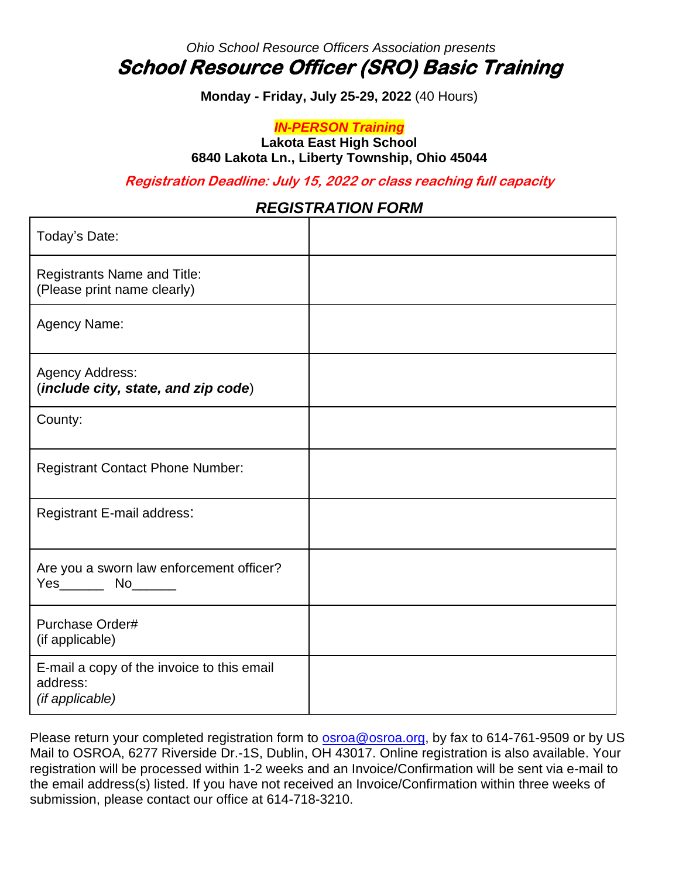*Ohio School Resource Officers Association presents*

# ***School Resource Officer (SRO) Basic Training***

**Monday - Friday, July 25-29, 2022** (40 Hours)

***IN-PERSON Training***

**Lakota East High School**
**6840 Lakota Ln., Liberty Township, Ohio 45044**

**Registration Deadline: July 15, 2022 or class reaching full capacity**

## *REGISTRATION FORM*

| | |
|---|---|
| Today's Date: | |
| Registrants Name and Title:<br>(Please print name clearly) | |
| Agency Name: | |
| Agency Address:<br>(***include city, state, and zip code***) | |
| County: | |
| Registrant Contact Phone Number: | |
| Registrant E-mail address: | |
| Are you a sworn law enforcement officer?<br>Yes______ No______ | |
| Purchase Order#<br>(if applicable) | |
| E-mail a copy of the invoice to this email address:<br>*(if applicable)* | |

Please return your completed registration form to osroa@osroa.org, by fax to 614-761-9509 or by US Mail to OSROA, 6277 Riverside Dr.-1S, Dublin, OH 43017. Online registration is also available. Your registration will be processed within 1-2 weeks and an Invoice/Confirmation will be sent via e-mail to the email address(s) listed. If you have not received an Invoice/Confirmation within three weeks of submission, please contact our office at 614-718-3210.